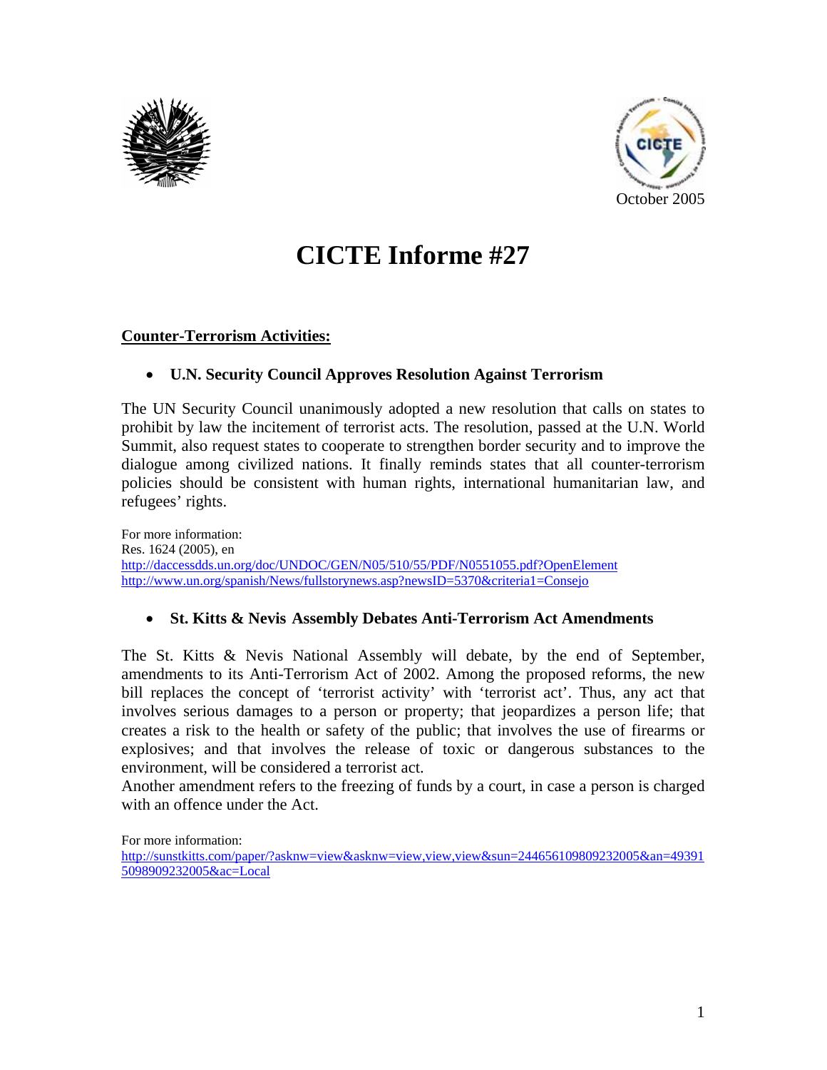October 2005

# CICTE Informe #27

## Counter-Terrorism Activities:

- **U.N. Security Council Approves Resolution Against Terrorism**

The UN Security Council unanimously adopted a new resolution that calls on states to prohibit by law the incitement of terrorist acts. The resolution, passed at the U.N. World Summit, also request states to cooperate to strengthen border security and to improve the dialogue among civilized nations. It finally reminds states that all counter-terrorism policies should be consistent with human rights, international humanitarian law, and refugees' rights.

For more information:
Res. 1624 (2005), en
http://daccessdds.un.org/doc/UNDOC/GEN/N05/510/55/PDF/N0551055.pdf?OpenElement
http://www.un.org/spanish/News/fullstorynews.asp?newsID=5370&criteria1=Consejo

- **St. Kitts & Nevis Assembly Debates Anti-Terrorism Act Amendments**

The St. Kitts & Nevis National Assembly will debate, by the end of September, amendments to its Anti-Terrorism Act of 2002. Among the proposed reforms, the new bill replaces the concept of 'terrorist activity' with 'terrorist act'. Thus, any act that involves serious damages to a person or property; that jeopardizes a person life; that creates a risk to the health or safety of the public; that involves the use of firearms or explosives; and that involves the release of toxic or dangerous substances to the environment, will be considered a terrorist act.
Another amendment refers to the freezing of funds by a court, in case a person is charged with an offence under the Act.

For more information:
http://sunstkitts.com/paper/?asknw=view&asknw=view,view,view&sun=244656109809232005&an=493915098909232005&ac=Local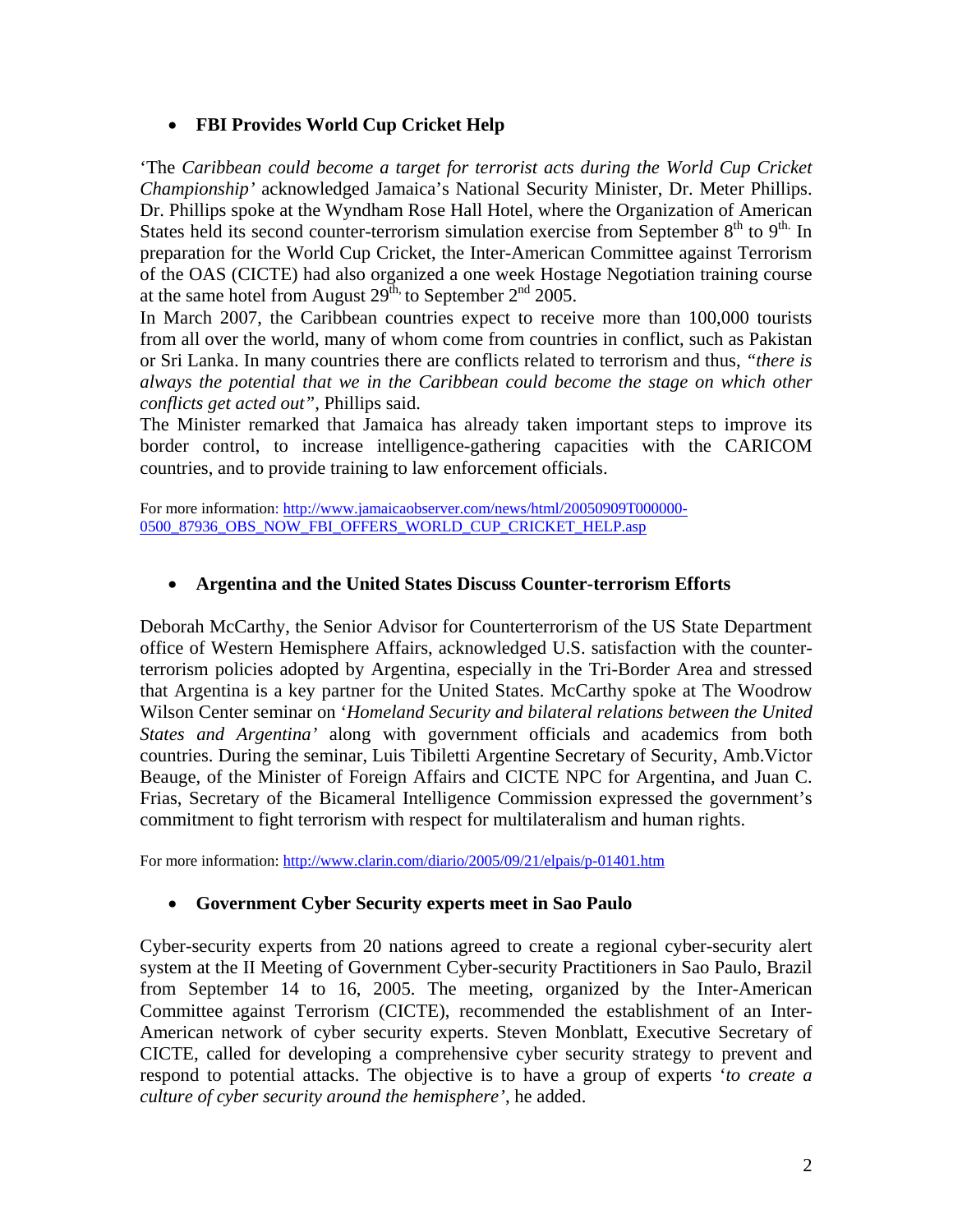- **FBI Provides World Cup Cricket Help**

'The *Caribbean could become a target for terrorist acts during the World Cup Cricket Championship'* acknowledged Jamaica's National Security Minister, Dr. Meter Phillips. Dr. Phillips spoke at the Wyndham Rose Hall Hotel, where the Organization of American States held its second counter-terrorism simulation exercise from September 8th to 9th. In preparation for the World Cup Cricket, the Inter-American Committee against Terrorism of the OAS (CICTE) had also organized a one week Hostage Negotiation training course at the same hotel from August 29th, to September 2nd 2005.

In March 2007, the Caribbean countries expect to receive more than 100,000 tourists from all over the world, many of whom come from countries in conflict, such as Pakistan or Sri Lanka. In many countries there are conflicts related to terrorism and thus, *"there is always the potential that we in the Caribbean could become the stage on which other conflicts get acted out"*, Phillips said.

The Minister remarked that Jamaica has already taken important steps to improve its border control, to increase intelligence-gathering capacities with the CARICOM countries, and to provide training to law enforcement officials.

For more information: http://www.jamaicaobserver.com/news/html/20050909T000000-0500_87936_OBS_NOW_FBI_OFFERS_WORLD_CUP_CRICKET_HELP.asp

- **Argentina and the United States Discuss Counter-terrorism Efforts**

Deborah McCarthy, the Senior Advisor for Counterterrorism of the US State Department office of Western Hemisphere Affairs, acknowledged U.S. satisfaction with the counter-terrorism policies adopted by Argentina, especially in the Tri-Border Area and stressed that Argentina is a key partner for the United States. McCarthy spoke at The Woodrow Wilson Center seminar on '*Homeland Security and bilateral relations between the United States and Argentina'* along with government officials and academics from both countries. During the seminar, Luis Tibiletti Argentine Secretary of Security, Amb.Victor Beauge, of the Minister of Foreign Affairs and CICTE NPC for Argentina, and Juan C. Frias, Secretary of the Bicameral Intelligence Commission expressed the government's commitment to fight terrorism with respect for multilateralism and human rights.

For more information: http://www.clarin.com/diario/2005/09/21/elpais/p-01401.htm

- **Government Cyber Security experts meet in Sao Paulo**

Cyber-security experts from 20 nations agreed to create a regional cyber-security alert system at the II Meeting of Government Cyber-security Practitioners in Sao Paulo, Brazil from September 14 to 16, 2005. The meeting, organized by the Inter-American Committee against Terrorism (CICTE), recommended the establishment of an Inter-American network of cyber security experts. Steven Monblatt, Executive Secretary of CICTE, called for developing a comprehensive cyber security strategy to prevent and respond to potential attacks. The objective is to have a group of experts '*to create a culture of cyber security around the hemisphere'*, he added.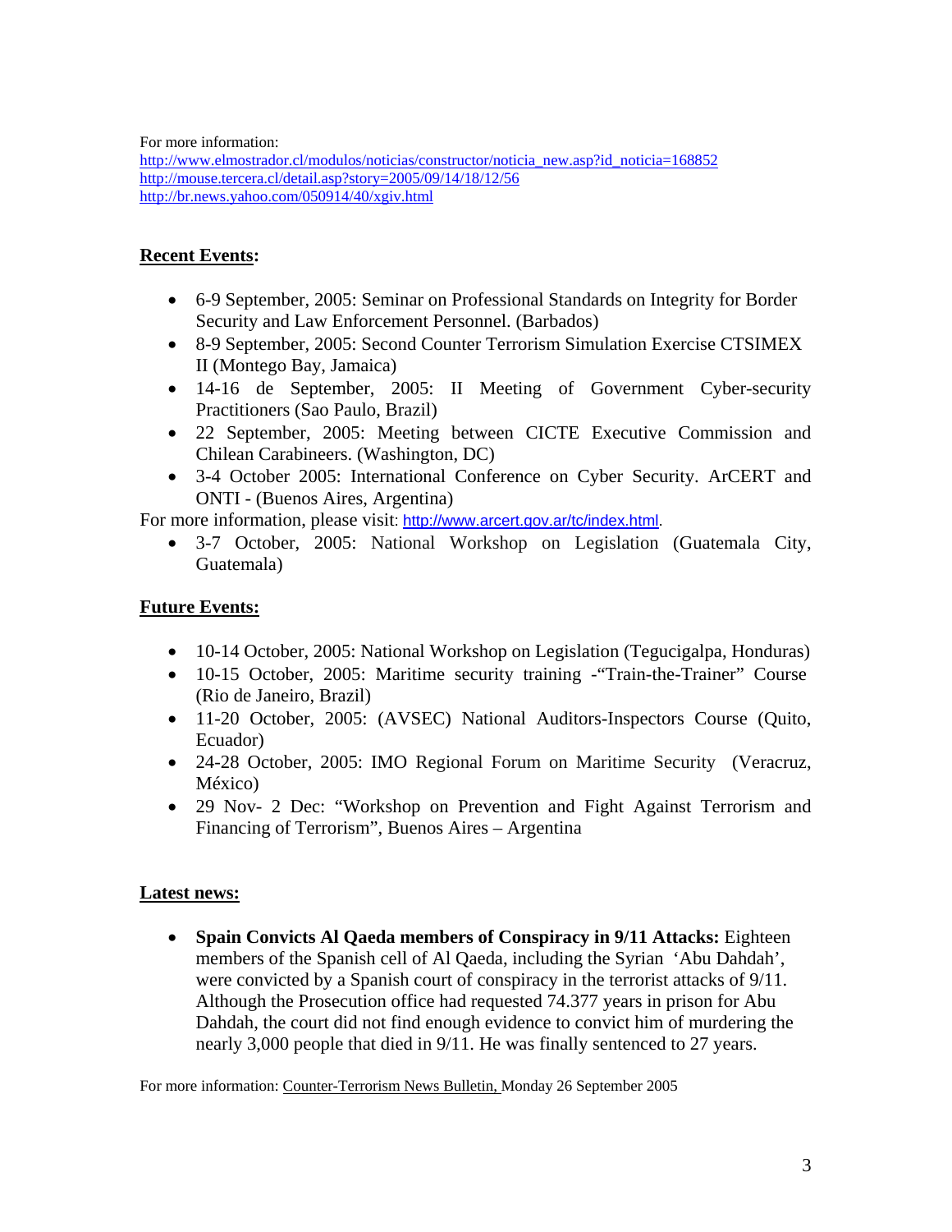For more information:
http://www.elmostrador.cl/modulos/noticias/constructor/noticia_new.asp?id_noticia=168852
http://mouse.tercera.cl/detail.asp?story=2005/09/14/18/12/56
http://br.news.yahoo.com/050914/40/xgiv.html

## **Recent Events:**

- 6-9 September, 2005: Seminar on Professional Standards on Integrity for Border Security and Law Enforcement Personnel. (Barbados)
- 8-9 September, 2005: Second Counter Terrorism Simulation Exercise CTSIMEX II (Montego Bay, Jamaica)
- 14-16 de September, 2005: II Meeting of Government Cyber-security Practitioners (Sao Paulo, Brazil)
- 22 September, 2005: Meeting between CICTE Executive Commission and Chilean Carabineers. (Washington, DC)
- 3-4 October 2005: International Conference on Cyber Security. ArCERT and ONTI - (Buenos Aires, Argentina)

For more information, please visit: http://www.arcert.gov.ar/tc/index.html.

- 3-7 October, 2005: National Workshop on Legislation (Guatemala City, Guatemala)

## **Future Events:**

- 10-14 October, 2005: National Workshop on Legislation (Tegucigalpa, Honduras)
- 10-15 October, 2005: Maritime security training -"Train-the-Trainer" Course (Rio de Janeiro, Brazil)
- 11-20 October, 2005: (AVSEC) National Auditors-Inspectors Course (Quito, Ecuador)
- 24-28 October, 2005: IMO Regional Forum on Maritime Security (Veracruz, México)
- 29 Nov- 2 Dec: "Workshop on Prevention and Fight Against Terrorism and Financing of Terrorism", Buenos Aires – Argentina

## **Latest news:**

- **Spain Convicts Al Qaeda members of Conspiracy in 9/11 Attacks:** Eighteen members of the Spanish cell of Al Qaeda, including the Syrian 'Abu Dahdah', were convicted by a Spanish court of conspiracy in the terrorist attacks of 9/11. Although the Prosecution office had requested 74.377 years in prison for Abu Dahdah, the court did not find enough evidence to convict him of murdering the nearly 3,000 people that died in 9/11. He was finally sentenced to 27 years.

For more information: Counter-Terrorism News Bulletin, Monday 26 September 2005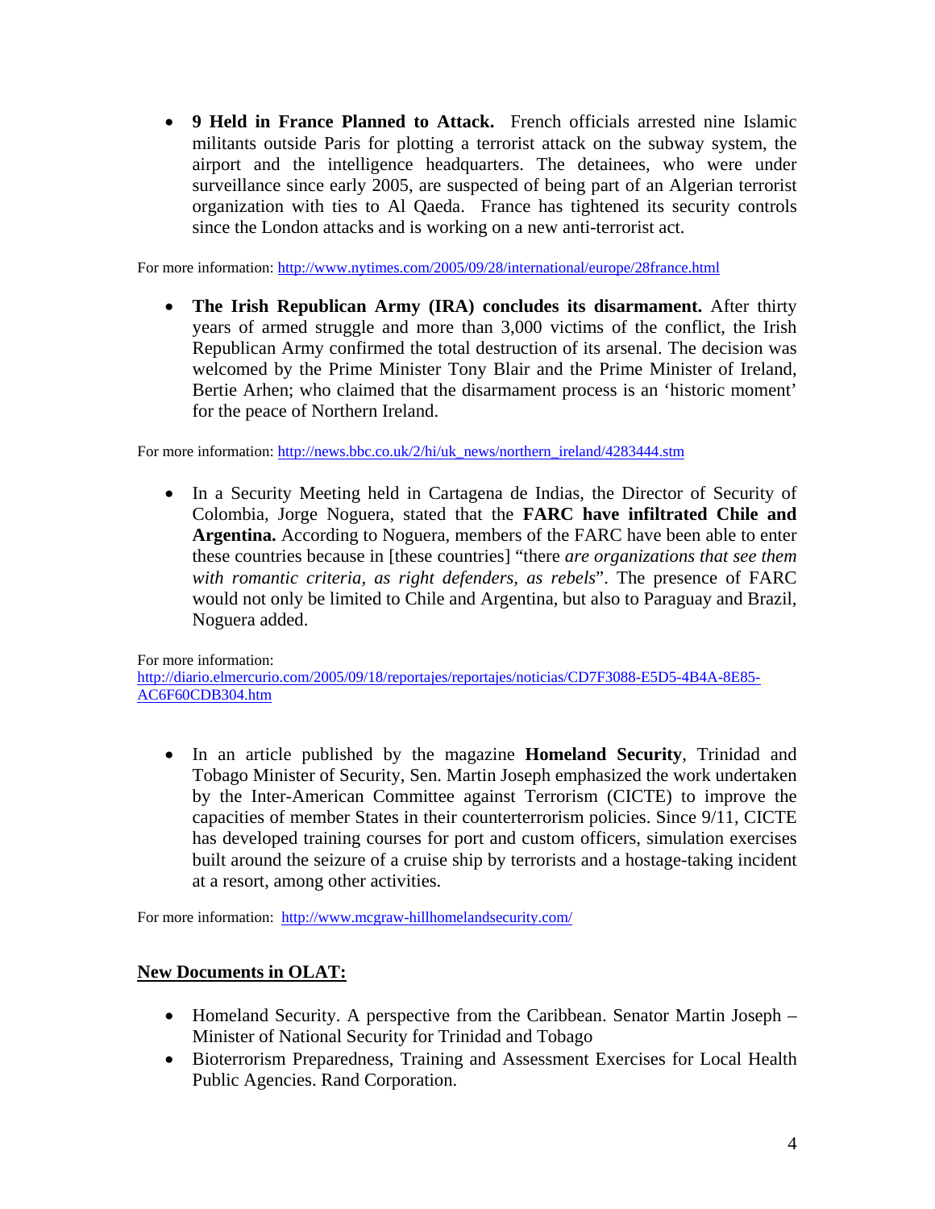- **9 Held in France Planned to Attack.** French officials arrested nine Islamic militants outside Paris for plotting a terrorist attack on the subway system, the airport and the intelligence headquarters. The detainees, who were under surveillance since early 2005, are suspected of being part of an Algerian terrorist organization with ties to Al Qaeda. France has tightened its security controls since the London attacks and is working on a new anti-terrorist act.

For more information: http://www.nytimes.com/2005/09/28/international/europe/28france.html

- **The Irish Republican Army (IRA) concludes its disarmament.** After thirty years of armed struggle and more than 3,000 victims of the conflict, the Irish Republican Army confirmed the total destruction of its arsenal. The decision was welcomed by the Prime Minister Tony Blair and the Prime Minister of Ireland, Bertie Arhen; who claimed that the disarmament process is an 'historic moment' for the peace of Northern Ireland.

For more information: http://news.bbc.co.uk/2/hi/uk_news/northern_ireland/4283444.stm

- In a Security Meeting held in Cartagena de Indias, the Director of Security of Colombia, Jorge Noguera, stated that the **FARC have infiltrated Chile and Argentina.** According to Noguera, members of the FARC have been able to enter these countries because in [these countries] "there *are organizations that see them with romantic criteria, as right defenders, as rebels*". The presence of FARC would not only be limited to Chile and Argentina, but also to Paraguay and Brazil, Noguera added.

For more information:
http://diario.elmercurio.com/2005/09/18/reportajes/reportajes/noticias/CD7F3088-E5D5-4B4A-8E85-AC6F60CDB304.htm

- In an article published by the magazine **Homeland Security**, Trinidad and Tobago Minister of Security, Sen. Martin Joseph emphasized the work undertaken by the Inter-American Committee against Terrorism (CICTE) to improve the capacities of member States in their counterterrorism policies. Since 9/11, CICTE has developed training courses for port and custom officers, simulation exercises built around the seizure of a cruise ship by terrorists and a hostage-taking incident at a resort, among other activities.

For more information: http://www.mcgraw-hillhomelandsecurity.com/

## New Documents in OLAT:

- Homeland Security. A perspective from the Caribbean. Senator Martin Joseph – Minister of National Security for Trinidad and Tobago
- Bioterrorism Preparedness, Training and Assessment Exercises for Local Health Public Agencies. Rand Corporation.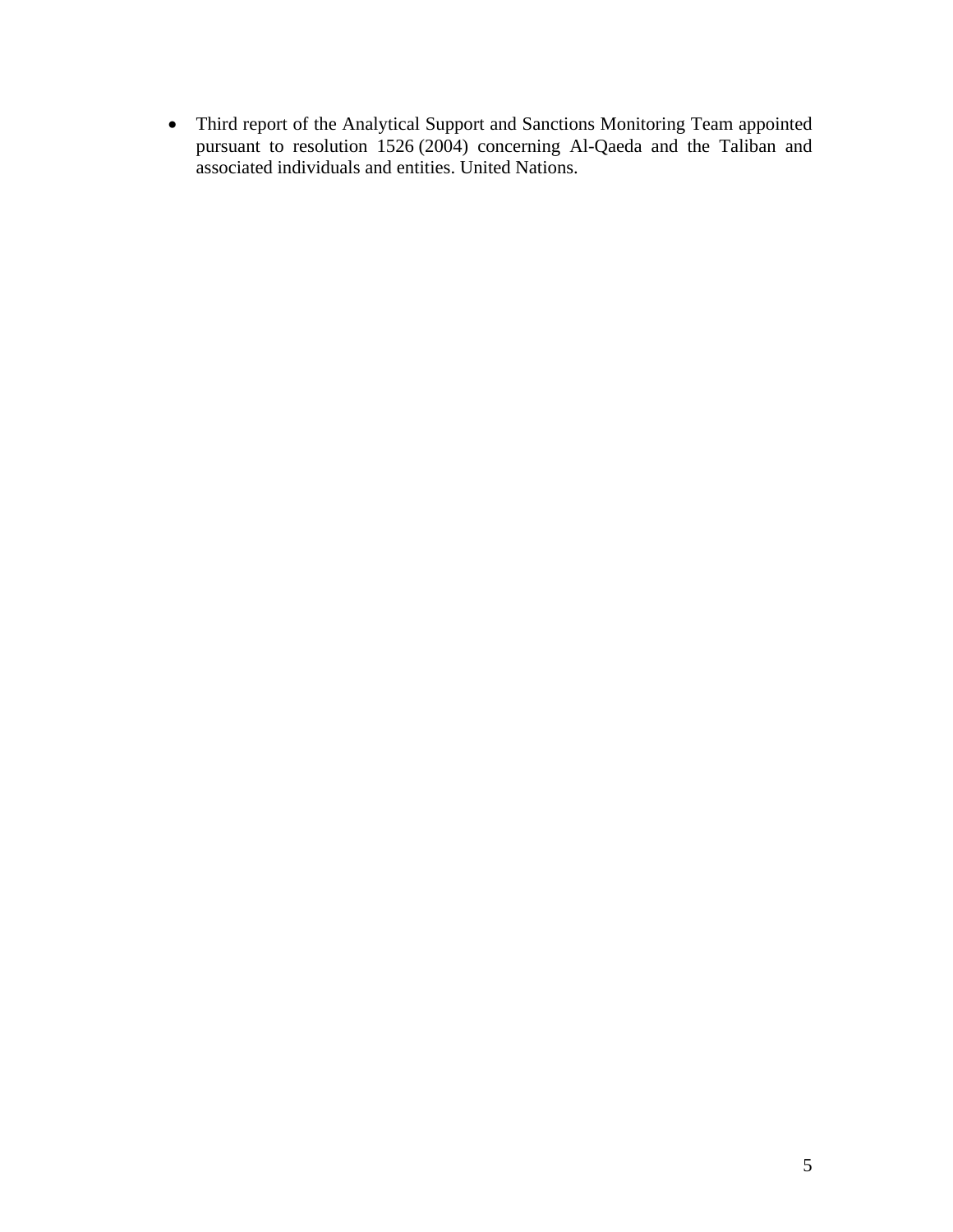- Third report of the Analytical Support and Sanctions Monitoring Team appointed pursuant to resolution 1526 (2004) concerning Al-Qaeda and the Taliban and associated individuals and entities. United Nations.